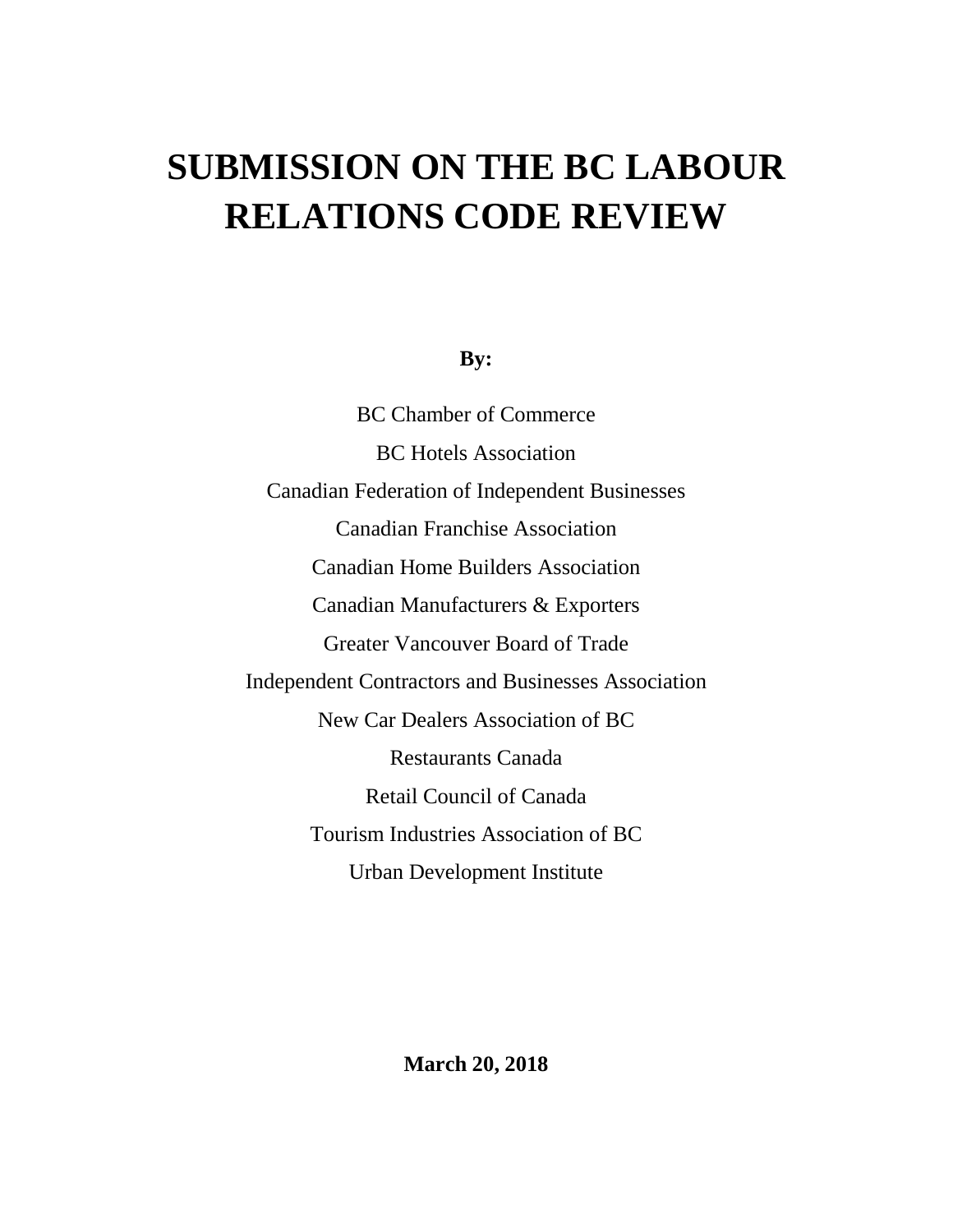# SUBMISSION ON THE BC LABOUR RELATIONS CODE REVIEW

**By:**

BC Chamber of Commerce

BC Hotels Association

Canadian Federation of Independent Businesses

Canadian Franchise Association

Canadian Home Builders Association

Canadian Manufacturers & Exporters

Greater Vancouver Board of Trade

Independent Contractors and Businesses Association

New Car Dealers Association of BC

Restaurants Canada

Retail Council of Canada

Tourism Industries Association of BC

Urban Development Institute

**March 20, 2018**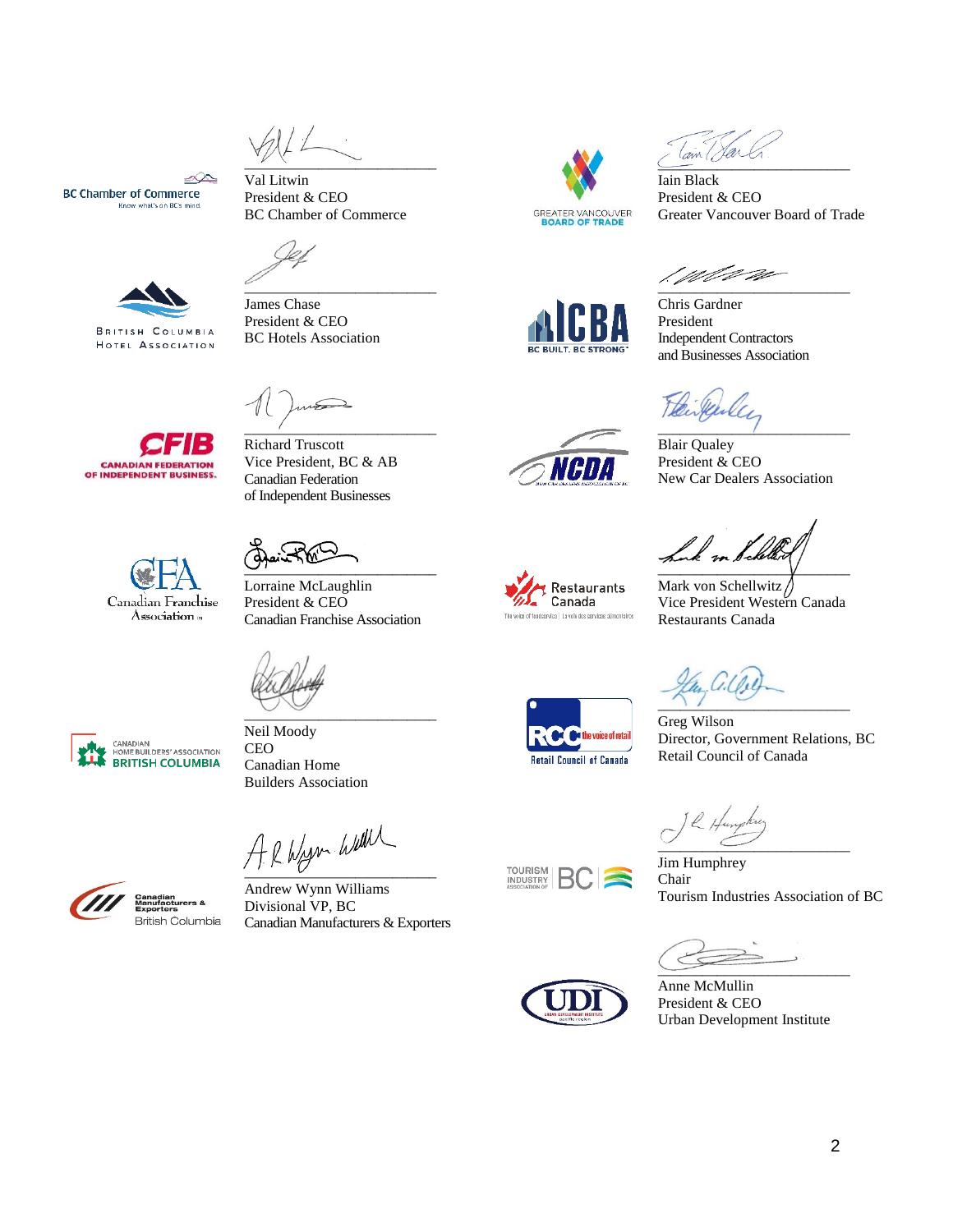Val Litwin
President & CEO
BC Chamber of Commerce

Iain Black
President & CEO
Greater Vancouver Board of Trade

James Chase
President & CEO
BC Hotels Association

Chris Gardner
President
Independent Contractors
and Businesses Association

Richard Truscott
Vice President, BC & AB
Canadian Federation
of Independent Businesses

Blair Qualey
President & CEO
New Car Dealers Association

Lorraine McLaughlin
President & CEO
Canadian Franchise Association

Mark von Schellwitz
Vice President Western Canada
Restaurants Canada

Neil Moody
CEO
Canadian Home
Builders Association

Greg Wilson
Director, Government Relations, BC
Retail Council of Canada

Andrew Wynn Williams
Divisional VP, BC
Canadian Manufacturers & Exporters

Jim Humphrey
Chair
Tourism Industries Association of BC

Anne McMullin
President & CEO
Urban Development Institute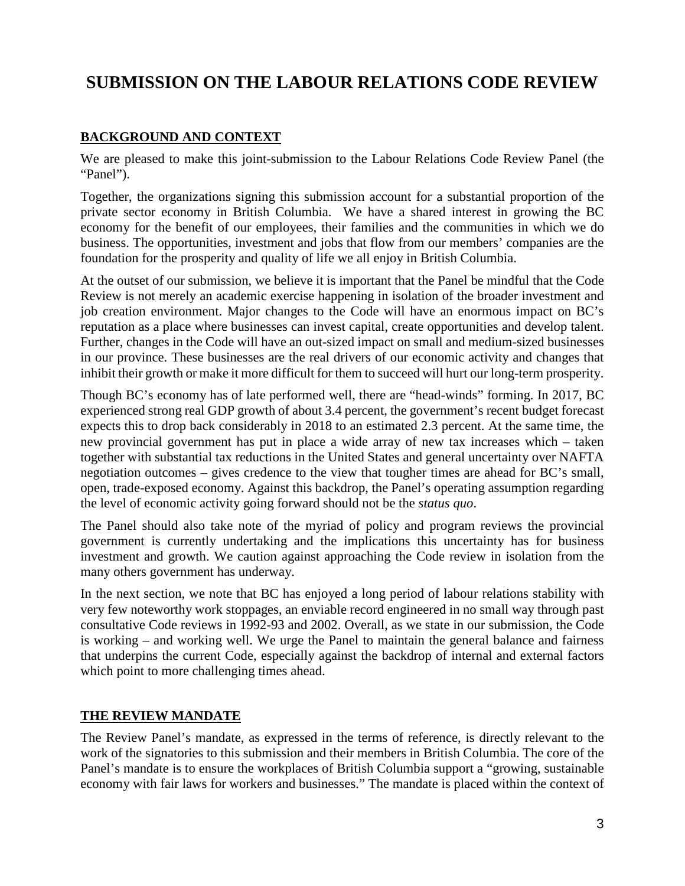# SUBMISSION ON THE LABOUR RELATIONS CODE REVIEW

## BACKGROUND AND CONTEXT

We are pleased to make this joint-submission to the Labour Relations Code Review Panel (the "Panel").

Together, the organizations signing this submission account for a substantial proportion of the private sector economy in British Columbia. We have a shared interest in growing the BC economy for the benefit of our employees, their families and the communities in which we do business. The opportunities, investment and jobs that flow from our members' companies are the foundation for the prosperity and quality of life we all enjoy in British Columbia.

At the outset of our submission, we believe it is important that the Panel be mindful that the Code Review is not merely an academic exercise happening in isolation of the broader investment and job creation environment. Major changes to the Code will have an enormous impact on BC's reputation as a place where businesses can invest capital, create opportunities and develop talent. Further, changes in the Code will have an out-sized impact on small and medium-sized businesses in our province. These businesses are the real drivers of our economic activity and changes that inhibit their growth or make it more difficult for them to succeed will hurt our long-term prosperity.

Though BC's economy has of late performed well, there are "head-winds" forming. In 2017, BC experienced strong real GDP growth of about 3.4 percent, the government's recent budget forecast expects this to drop back considerably in 2018 to an estimated 2.3 percent. At the same time, the new provincial government has put in place a wide array of new tax increases which – taken together with substantial tax reductions in the United States and general uncertainty over NAFTA negotiation outcomes – gives credence to the view that tougher times are ahead for BC's small, open, trade-exposed economy. Against this backdrop, the Panel's operating assumption regarding the level of economic activity going forward should not be the *status quo*.

The Panel should also take note of the myriad of policy and program reviews the provincial government is currently undertaking and the implications this uncertainty has for business investment and growth. We caution against approaching the Code review in isolation from the many others government has underway.

In the next section, we note that BC has enjoyed a long period of labour relations stability with very few noteworthy work stoppages, an enviable record engineered in no small way through past consultative Code reviews in 1992-93 and 2002. Overall, as we state in our submission, the Code is working – and working well. We urge the Panel to maintain the general balance and fairness that underpins the current Code, especially against the backdrop of internal and external factors which point to more challenging times ahead.

## THE REVIEW MANDATE

The Review Panel's mandate, as expressed in the terms of reference, is directly relevant to the work of the signatories to this submission and their members in British Columbia. The core of the Panel's mandate is to ensure the workplaces of British Columbia support a "growing, sustainable economy with fair laws for workers and businesses." The mandate is placed within the context of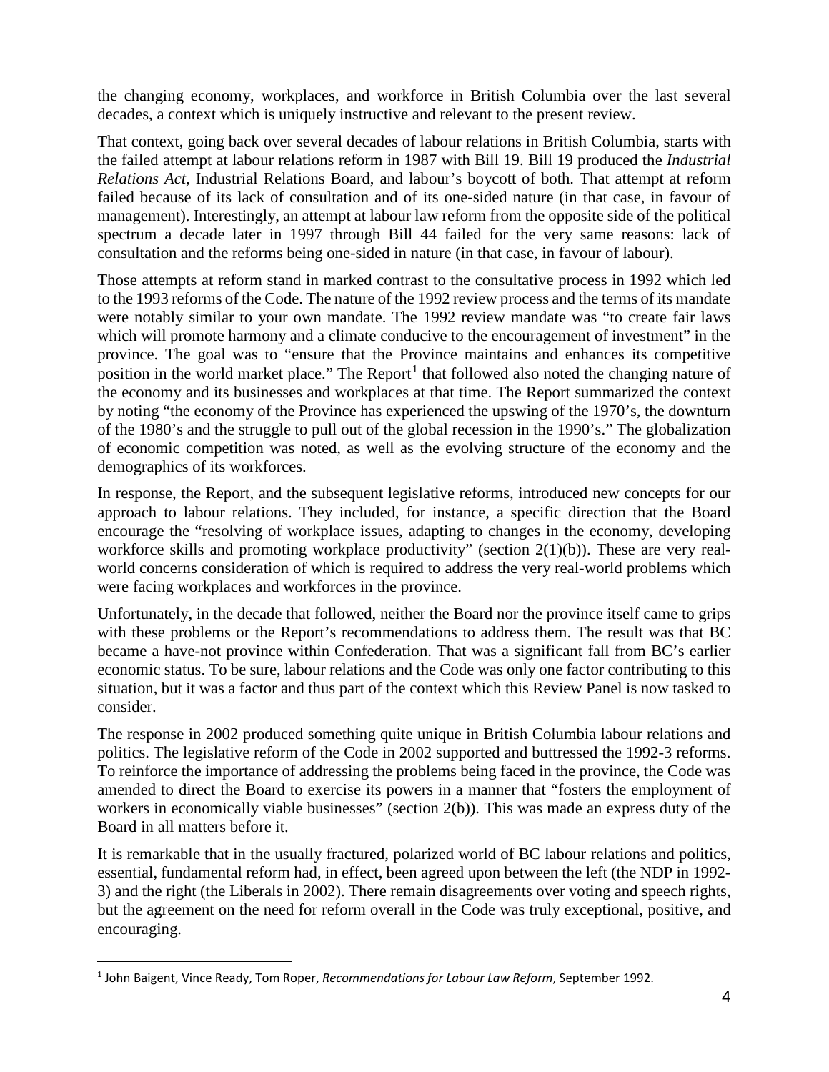the changing economy, workplaces, and workforce in British Columbia over the last several decades, a context which is uniquely instructive and relevant to the present review.

That context, going back over several decades of labour relations in British Columbia, starts with the failed attempt at labour relations reform in 1987 with Bill 19. Bill 19 produced the *Industrial Relations Act*, Industrial Relations Board, and labour's boycott of both. That attempt at reform failed because of its lack of consultation and of its one-sided nature (in that case, in favour of management). Interestingly, an attempt at labour law reform from the opposite side of the political spectrum a decade later in 1997 through Bill 44 failed for the very same reasons: lack of consultation and the reforms being one-sided in nature (in that case, in favour of labour).

Those attempts at reform stand in marked contrast to the consultative process in 1992 which led to the 1993 reforms of the Code. The nature of the 1992 review process and the terms of its mandate were notably similar to your own mandate. The 1992 review mandate was "to create fair laws which will promote harmony and a climate conducive to the encouragement of investment" in the province. The goal was to "ensure that the Province maintains and enhances its competitive position in the world market place." The Report[1] that followed also noted the changing nature of the economy and its businesses and workplaces at that time. The Report summarized the context by noting "the economy of the Province has experienced the upswing of the 1970's, the downturn of the 1980's and the struggle to pull out of the global recession in the 1990's." The globalization of economic competition was noted, as well as the evolving structure of the economy and the demographics of its workforces.

In response, the Report, and the subsequent legislative reforms, introduced new concepts for our approach to labour relations. They included, for instance, a specific direction that the Board encourage the "resolving of workplace issues, adapting to changes in the economy, developing workforce skills and promoting workplace productivity" (section 2(1)(b)). These are very real-world concerns consideration of which is required to address the very real-world problems which were facing workplaces and workforces in the province.

Unfortunately, in the decade that followed, neither the Board nor the province itself came to grips with these problems or the Report's recommendations to address them. The result was that BC became a have-not province within Confederation. That was a significant fall from BC's earlier economic status. To be sure, labour relations and the Code was only one factor contributing to this situation, but it was a factor and thus part of the context which this Review Panel is now tasked to consider.

The response in 2002 produced something quite unique in British Columbia labour relations and politics. The legislative reform of the Code in 2002 supported and buttressed the 1992-3 reforms. To reinforce the importance of addressing the problems being faced in the province, the Code was amended to direct the Board to exercise its powers in a manner that "fosters the employment of workers in economically viable businesses" (section 2(b)). This was made an express duty of the Board in all matters before it.

It is remarkable that in the usually fractured, polarized world of BC labour relations and politics, essential, fundamental reform had, in effect, been agreed upon between the left (the NDP in 1992-3) and the right (the Liberals in 2002). There remain disagreements over voting and speech rights, but the agreement on the need for reform overall in the Code was truly exceptional, positive, and encouraging.

---

[1] John Baigent, Vince Ready, Tom Roper, *Recommendations for Labour Law Reform*, September 1992.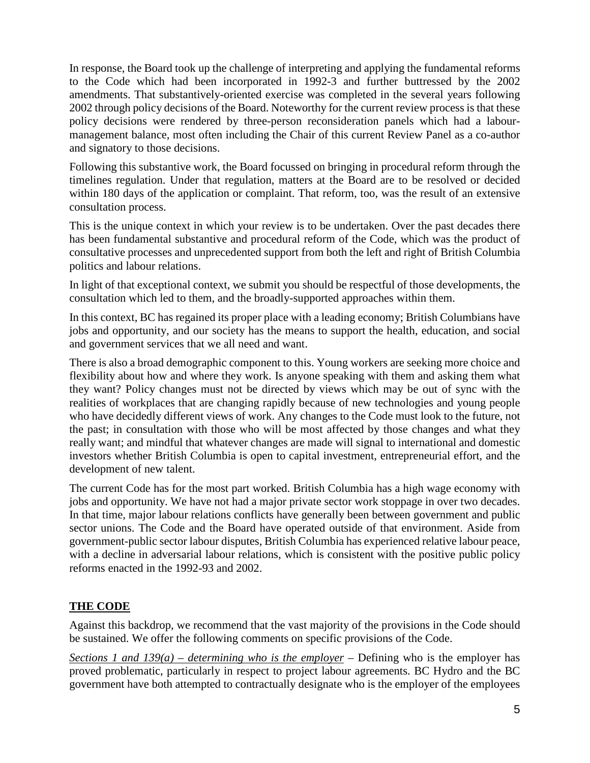In response, the Board took up the challenge of interpreting and applying the fundamental reforms to the Code which had been incorporated in 1992-3 and further buttressed by the 2002 amendments. That substantively-oriented exercise was completed in the several years following 2002 through policy decisions of the Board. Noteworthy for the current review process is that these policy decisions were rendered by three-person reconsideration panels which had a labour-management balance, most often including the Chair of this current Review Panel as a co-author and signatory to those decisions.

Following this substantive work, the Board focussed on bringing in procedural reform through the timelines regulation. Under that regulation, matters at the Board are to be resolved or decided within 180 days of the application or complaint. That reform, too, was the result of an extensive consultation process.

This is the unique context in which your review is to be undertaken. Over the past decades there has been fundamental substantive and procedural reform of the Code, which was the product of consultative processes and unprecedented support from both the left and right of British Columbia politics and labour relations.

In light of that exceptional context, we submit you should be respectful of those developments, the consultation which led to them, and the broadly-supported approaches within them.

In this context, BC has regained its proper place with a leading economy; British Columbians have jobs and opportunity, and our society has the means to support the health, education, and social and government services that we all need and want.

There is also a broad demographic component to this. Young workers are seeking more choice and flexibility about how and where they work. Is anyone speaking with them and asking them what they want? Policy changes must not be directed by views which may be out of sync with the realities of workplaces that are changing rapidly because of new technologies and young people who have decidedly different views of work. Any changes to the Code must look to the future, not the past; in consultation with those who will be most affected by those changes and what they really want; and mindful that whatever changes are made will signal to international and domestic investors whether British Columbia is open to capital investment, entrepreneurial effort, and the development of new talent.

The current Code has for the most part worked. British Columbia has a high wage economy with jobs and opportunity. We have not had a major private sector work stoppage in over two decades. In that time, major labour relations conflicts have generally been between government and public sector unions. The Code and the Board have operated outside of that environment. Aside from government-public sector labour disputes, British Columbia has experienced relative labour peace, with a decline in adversarial labour relations, which is consistent with the positive public policy reforms enacted in the 1992-93 and 2002.

## THE CODE

Against this backdrop, we recommend that the vast majority of the provisions in the Code should be sustained. We offer the following comments on specific provisions of the Code.

*Sections 1 and 139(a) – determining who is the employer* – Defining who is the employer has proved problematic, particularly in respect to project labour agreements. BC Hydro and the BC government have both attempted to contractually designate who is the employer of the employees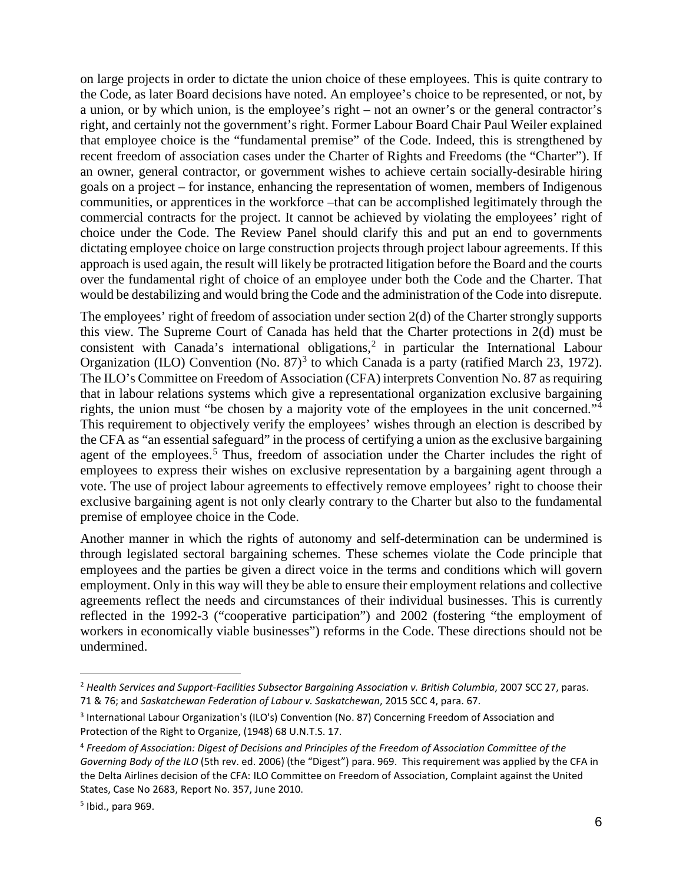on large projects in order to dictate the union choice of these employees. This is quite contrary to the Code, as later Board decisions have noted. An employee's choice to be represented, or not, by a union, or by which union, is the employee's right – not an owner's or the general contractor's right, and certainly not the government's right. Former Labour Board Chair Paul Weiler explained that employee choice is the "fundamental premise" of the Code. Indeed, this is strengthened by recent freedom of association cases under the Charter of Rights and Freedoms (the "Charter"). If an owner, general contractor, or government wishes to achieve certain socially-desirable hiring goals on a project – for instance, enhancing the representation of women, members of Indigenous communities, or apprentices in the workforce –that can be accomplished legitimately through the commercial contracts for the project. It cannot be achieved by violating the employees' right of choice under the Code. The Review Panel should clarify this and put an end to governments dictating employee choice on large construction projects through project labour agreements. If this approach is used again, the result will likely be protracted litigation before the Board and the courts over the fundamental right of choice of an employee under both the Code and the Charter. That would be destabilizing and would bring the Code and the administration of the Code into disrepute.

The employees' right of freedom of association under section 2(d) of the Charter strongly supports this view. The Supreme Court of Canada has held that the Charter protections in 2(d) must be consistent with Canada's international obligations,[2] in particular the International Labour Organization (ILO) Convention (No. 87)[3] to which Canada is a party (ratified March 23, 1972). The ILO's Committee on Freedom of Association (CFA) interprets Convention No. 87 as requiring that in labour relations systems which give a representational organization exclusive bargaining rights, the union must "be chosen by a majority vote of the employees in the unit concerned."[4] This requirement to objectively verify the employees' wishes through an election is described by the CFA as "an essential safeguard" in the process of certifying a union as the exclusive bargaining agent of the employees.[5] Thus, freedom of association under the Charter includes the right of employees to express their wishes on exclusive representation by a bargaining agent through a vote. The use of project labour agreements to effectively remove employees' right to choose their exclusive bargaining agent is not only clearly contrary to the Charter but also to the fundamental premise of employee choice in the Code.

Another manner in which the rights of autonomy and self-determination can be undermined is through legislated sectoral bargaining schemes. These schemes violate the Code principle that employees and the parties be given a direct voice in the terms and conditions which will govern employment. Only in this way will they be able to ensure their employment relations and collective agreements reflect the needs and circumstances of their individual businesses. This is currently reflected in the 1992-3 ("cooperative participation") and 2002 (fostering "the employment of workers in economically viable businesses") reforms in the Code. These directions should not be undermined.

---

[2] *Health Services and Support-Facilities Subsector Bargaining Association v. British Columbia*, 2007 SCC 27, paras. 71 & 76; and *Saskatchewan Federation of Labour v. Saskatchewan*, 2015 SCC 4, para. 67.

[3] International Labour Organization's (ILO's) Convention (No. 87) Concerning Freedom of Association and Protection of the Right to Organize, (1948) 68 U.N.T.S. 17.

[4] *Freedom of Association: Digest of Decisions and Principles of the Freedom of Association Committee of the Governing Body of the ILO* (5th rev. ed. 2006) (the "Digest") para. 969. This requirement was applied by the CFA in the Delta Airlines decision of the CFA: ILO Committee on Freedom of Association, Complaint against the United States, Case No 2683, Report No. 357, June 2010.

[5] Ibid., para 969.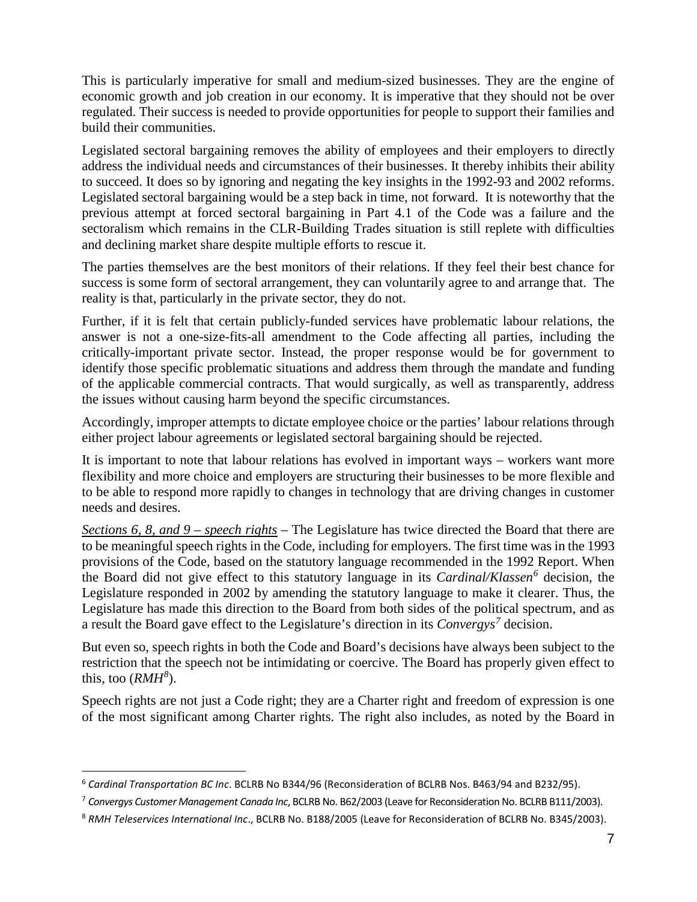This is particularly imperative for small and medium-sized businesses. They are the engine of economic growth and job creation in our economy. It is imperative that they should not be over regulated. Their success is needed to provide opportunities for people to support their families and build their communities.

Legislated sectoral bargaining removes the ability of employees and their employers to directly address the individual needs and circumstances of their businesses. It thereby inhibits their ability to succeed. It does so by ignoring and negating the key insights in the 1992-93 and 2002 reforms. Legislated sectoral bargaining would be a step back in time, not forward. It is noteworthy that the previous attempt at forced sectoral bargaining in Part 4.1 of the Code was a failure and the sectoralism which remains in the CLR-Building Trades situation is still replete with difficulties and declining market share despite multiple efforts to rescue it.

The parties themselves are the best monitors of their relations. If they feel their best chance for success is some form of sectoral arrangement, they can voluntarily agree to and arrange that. The reality is that, particularly in the private sector, they do not.

Further, if it is felt that certain publicly-funded services have problematic labour relations, the answer is not a one-size-fits-all amendment to the Code affecting all parties, including the critically-important private sector. Instead, the proper response would be for government to identify those specific problematic situations and address them through the mandate and funding of the applicable commercial contracts. That would surgically, as well as transparently, address the issues without causing harm beyond the specific circumstances.

Accordingly, improper attempts to dictate employee choice or the parties' labour relations through either project labour agreements or legislated sectoral bargaining should be rejected.

It is important to note that labour relations has evolved in important ways – workers want more flexibility and more choice and employers are structuring their businesses to be more flexible and to be able to respond more rapidly to changes in technology that are driving changes in customer needs and desires.

*Sections 6, 8, and 9 – speech rights* – The Legislature has twice directed the Board that there are to be meaningful speech rights in the Code, including for employers. The first time was in the 1993 provisions of the Code, based on the statutory language recommended in the 1992 Report. When the Board did not give effect to this statutory language in its *Cardinal/Klassen*[6] decision, the Legislature responded in 2002 by amending the statutory language to make it clearer. Thus, the Legislature has made this direction to the Board from both sides of the political spectrum, and as a result the Board gave effect to the Legislature's direction in its *Convergys*[7] decision.

But even so, speech rights in both the Code and Board's decisions have always been subject to the restriction that the speech not be intimidating or coercive. The Board has properly given effect to this, too (*RMH*[8]).

Speech rights are not just a Code right; they are a Charter right and freedom of expression is one of the most significant among Charter rights. The right also includes, as noted by the Board in

---

[6] *Cardinal Transportation BC Inc*. BCLRB No B344/96 (Reconsideration of BCLRB Nos. B463/94 and B232/95).

[7] *Convergys Customer Management Canada Inc,* BCLRB No. B62/2003 (Leave for Reconsideration No. BCLRB B111/2003).

[8] *RMH Teleservices International Inc*., BCLRB No. B188/2005 (Leave for Reconsideration of BCLRB No. B345/2003).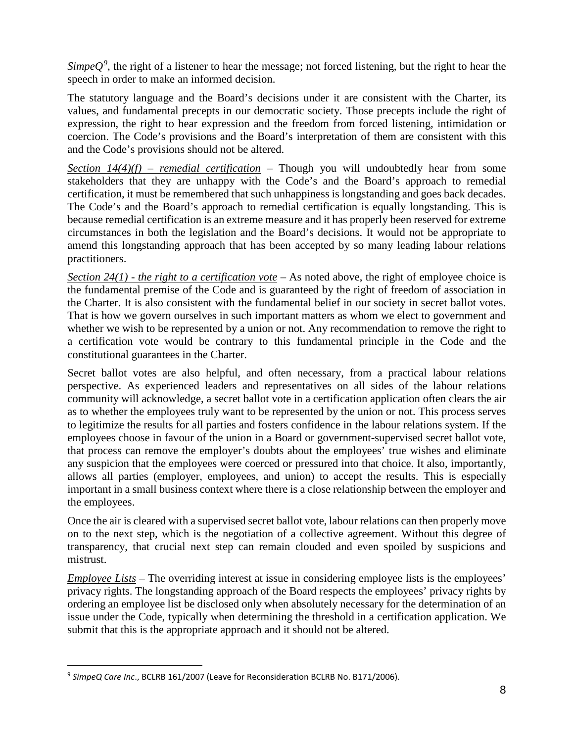*SimpeQ*[9], the right of a listener to hear the message; not forced listening, but the right to hear the speech in order to make an informed decision.

The statutory language and the Board's decisions under it are consistent with the Charter, its values, and fundamental precepts in our democratic society. Those precepts include the right of expression, the right to hear expression and the freedom from forced listening, intimidation or coercion. The Code's provisions and the Board's interpretation of them are consistent with this and the Code's provisions should not be altered.

*Section 14(4)(f) – remedial certification* – Though you will undoubtedly hear from some stakeholders that they are unhappy with the Code's and the Board's approach to remedial certification, it must be remembered that such unhappiness is longstanding and goes back decades. The Code's and the Board's approach to remedial certification is equally longstanding. This is because remedial certification is an extreme measure and it has properly been reserved for extreme circumstances in both the legislation and the Board's decisions. It would not be appropriate to amend this longstanding approach that has been accepted by so many leading labour relations practitioners.

*Section 24(1) - the right to a certification vote* – As noted above, the right of employee choice is the fundamental premise of the Code and is guaranteed by the right of freedom of association in the Charter. It is also consistent with the fundamental belief in our society in secret ballot votes. That is how we govern ourselves in such important matters as whom we elect to government and whether we wish to be represented by a union or not. Any recommendation to remove the right to a certification vote would be contrary to this fundamental principle in the Code and the constitutional guarantees in the Charter.

Secret ballot votes are also helpful, and often necessary, from a practical labour relations perspective. As experienced leaders and representatives on all sides of the labour relations community will acknowledge, a secret ballot vote in a certification application often clears the air as to whether the employees truly want to be represented by the union or not. This process serves to legitimize the results for all parties and fosters confidence in the labour relations system. If the employees choose in favour of the union in a Board or government-supervised secret ballot vote, that process can remove the employer's doubts about the employees' true wishes and eliminate any suspicion that the employees were coerced or pressured into that choice. It also, importantly, allows all parties (employer, employees, and union) to accept the results. This is especially important in a small business context where there is a close relationship between the employer and the employees.

Once the air is cleared with a supervised secret ballot vote, labour relations can then properly move on to the next step, which is the negotiation of a collective agreement. Without this degree of transparency, that crucial next step can remain clouded and even spoiled by suspicions and mistrust.

*Employee Lists* – The overriding interest at issue in considering employee lists is the employees' privacy rights. The longstanding approach of the Board respects the employees' privacy rights by ordering an employee list be disclosed only when absolutely necessary for the determination of an issue under the Code, typically when determining the threshold in a certification application. We submit that this is the appropriate approach and it should not be altered.

---

[9] *SimpeQ Care Inc*., BCLRB 161/2007 (Leave for Reconsideration BCLRB No. B171/2006).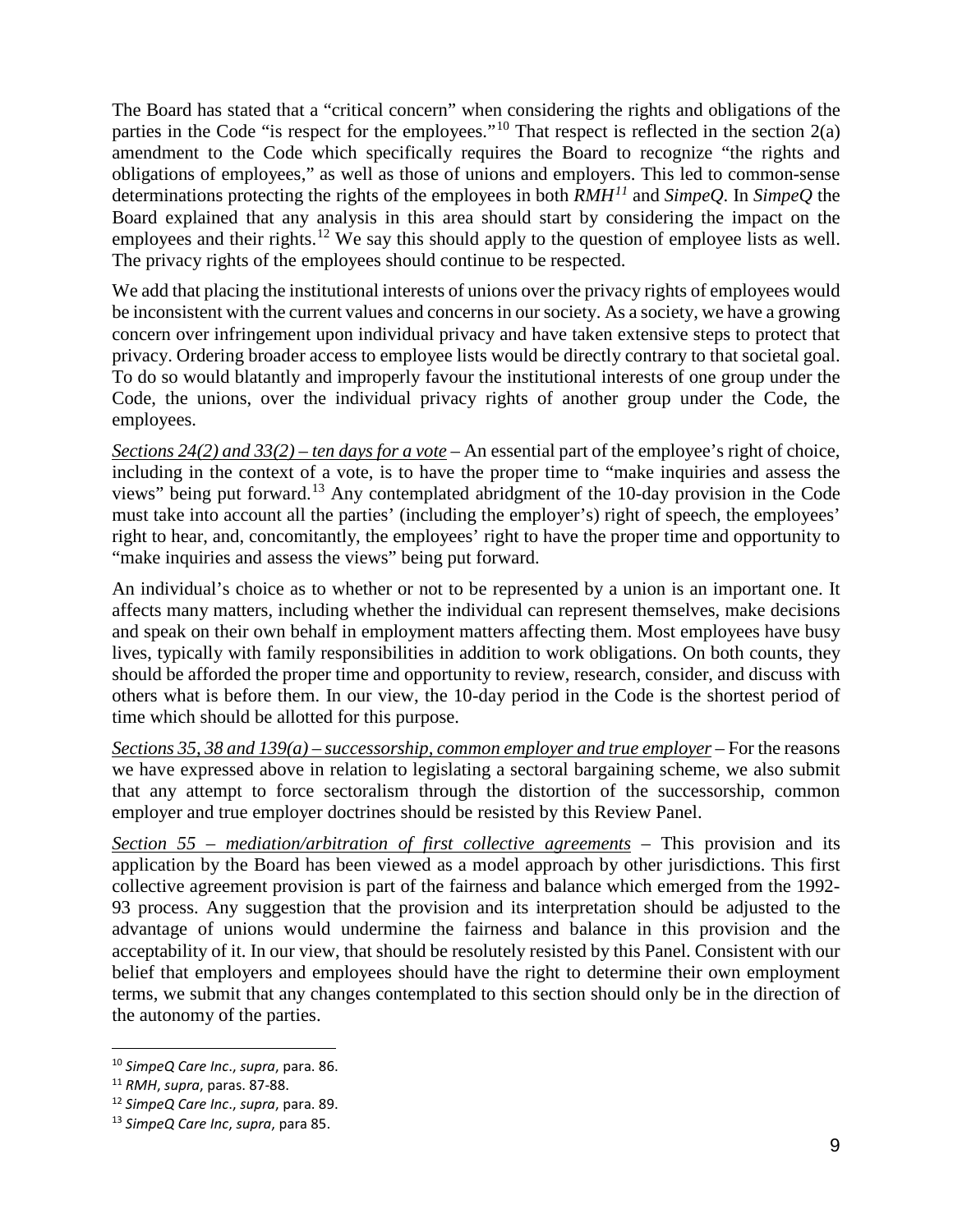The Board has stated that a "critical concern" when considering the rights and obligations of the parties in the Code "is respect for the employees."[10] That respect is reflected in the section 2(a) amendment to the Code which specifically requires the Board to recognize "the rights and obligations of employees," as well as those of unions and employers. This led to common-sense determinations protecting the rights of the employees in both *RMH*[11] and *SimpeQ*. In *SimpeQ* the Board explained that any analysis in this area should start by considering the impact on the employees and their rights.[12] We say this should apply to the question of employee lists as well. The privacy rights of the employees should continue to be respected.

We add that placing the institutional interests of unions over the privacy rights of employees would be inconsistent with the current values and concerns in our society. As a society, we have a growing concern over infringement upon individual privacy and have taken extensive steps to protect that privacy. Ordering broader access to employee lists would be directly contrary to that societal goal. To do so would blatantly and improperly favour the institutional interests of one group under the Code, the unions, over the individual privacy rights of another group under the Code, the employees.

*Sections 24(2) and 33(2) – ten days for a vote* – An essential part of the employee's right of choice, including in the context of a vote, is to have the proper time to "make inquiries and assess the views" being put forward.[13] Any contemplated abridgment of the 10-day provision in the Code must take into account all the parties' (including the employer's) right of speech, the employees' right to hear, and, concomitantly, the employees' right to have the proper time and opportunity to "make inquiries and assess the views" being put forward.

An individual's choice as to whether or not to be represented by a union is an important one. It affects many matters, including whether the individual can represent themselves, make decisions and speak on their own behalf in employment matters affecting them. Most employees have busy lives, typically with family responsibilities in addition to work obligations. On both counts, they should be afforded the proper time and opportunity to review, research, consider, and discuss with others what is before them. In our view, the 10-day period in the Code is the shortest period of time which should be allotted for this purpose.

*Sections 35, 38 and 139(a) – successorship, common employer and true employer* – For the reasons we have expressed above in relation to legislating a sectoral bargaining scheme, we also submit that any attempt to force sectoralism through the distortion of the successorship, common employer and true employer doctrines should be resisted by this Review Panel.

*Section 55 – mediation/arbitration of first collective agreements* – This provision and its application by the Board has been viewed as a model approach by other jurisdictions. This first collective agreement provision is part of the fairness and balance which emerged from the 1992-93 process. Any suggestion that the provision and its interpretation should be adjusted to the advantage of unions would undermine the fairness and balance in this provision and the acceptability of it. In our view, that should be resolutely resisted by this Panel. Consistent with our belief that employers and employees should have the right to determine their own employment terms, we submit that any changes contemplated to this section should only be in the direction of the autonomy of the parties.

---

[10] *SimpeQ Care Inc.*, *supra*, para. 86.

[11] *RMH*, *supra*, paras. 87-88.

[12] *SimpeQ Care Inc.*, *supra*, para. 89.

[13] *SimpeQ Care Inc*, *supra*, para 85.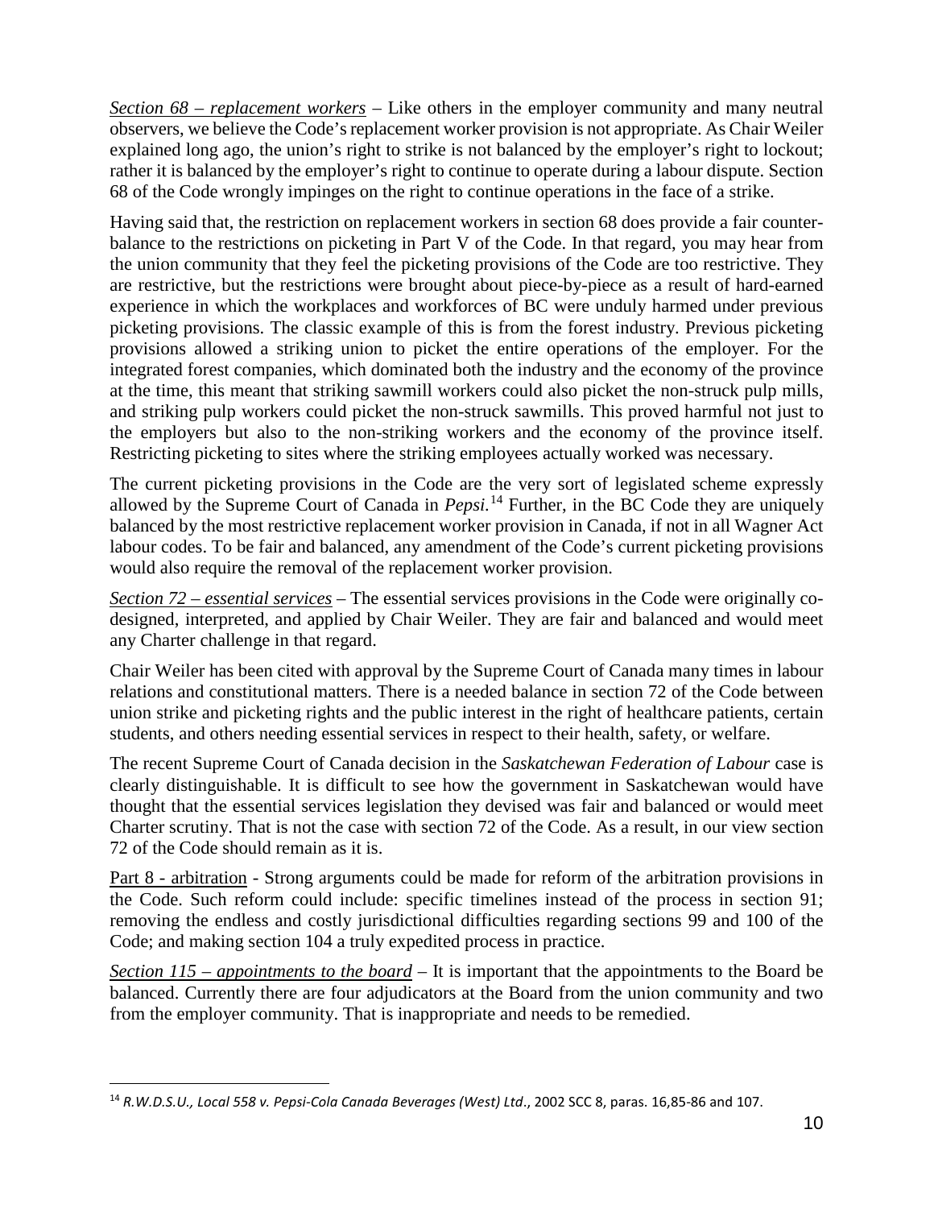*Section 68 – replacement workers* – Like others in the employer community and many neutral observers, we believe the Code's replacement worker provision is not appropriate. As Chair Weiler explained long ago, the union's right to strike is not balanced by the employer's right to lockout; rather it is balanced by the employer's right to continue to operate during a labour dispute. Section 68 of the Code wrongly impinges on the right to continue operations in the face of a strike.

Having said that, the restriction on replacement workers in section 68 does provide a fair counter-balance to the restrictions on picketing in Part V of the Code. In that regard, you may hear from the union community that they feel the picketing provisions of the Code are too restrictive. They are restrictive, but the restrictions were brought about piece-by-piece as a result of hard-earned experience in which the workplaces and workforces of BC were unduly harmed under previous picketing provisions. The classic example of this is from the forest industry. Previous picketing provisions allowed a striking union to picket the entire operations of the employer. For the integrated forest companies, which dominated both the industry and the economy of the province at the time, this meant that striking sawmill workers could also picket the non-struck pulp mills, and striking pulp workers could picket the non-struck sawmills. This proved harmful not just to the employers but also to the non-striking workers and the economy of the province itself. Restricting picketing to sites where the striking employees actually worked was necessary.

The current picketing provisions in the Code are the very sort of legislated scheme expressly allowed by the Supreme Court of Canada in *Pepsi.*[14] Further, in the BC Code they are uniquely balanced by the most restrictive replacement worker provision in Canada, if not in all Wagner Act labour codes. To be fair and balanced, any amendment of the Code's current picketing provisions would also require the removal of the replacement worker provision.

*Section 72 – essential services* – The essential services provisions in the Code were originally co-designed, interpreted, and applied by Chair Weiler. They are fair and balanced and would meet any Charter challenge in that regard.

Chair Weiler has been cited with approval by the Supreme Court of Canada many times in labour relations and constitutional matters. There is a needed balance in section 72 of the Code between union strike and picketing rights and the public interest in the right of healthcare patients, certain students, and others needing essential services in respect to their health, safety, or welfare.

The recent Supreme Court of Canada decision in the *Saskatchewan Federation of Labour* case is clearly distinguishable. It is difficult to see how the government in Saskatchewan would have thought that the essential services legislation they devised was fair and balanced or would meet Charter scrutiny. That is not the case with section 72 of the Code. As a result, in our view section 72 of the Code should remain as it is.

Part 8 - arbitration - Strong arguments could be made for reform of the arbitration provisions in the Code. Such reform could include: specific timelines instead of the process in section 91; removing the endless and costly jurisdictional difficulties regarding sections 99 and 100 of the Code; and making section 104 a truly expedited process in practice.

*Section 115 – appointments to the board* – It is important that the appointments to the Board be balanced. Currently there are four adjudicators at the Board from the union community and two from the employer community. That is inappropriate and needs to be remedied.

---

[14] *R.W.D.S.U., Local 558 v. Pepsi-Cola Canada Beverages (West) Ltd*., 2002 SCC 8, paras. 16,85-86 and 107.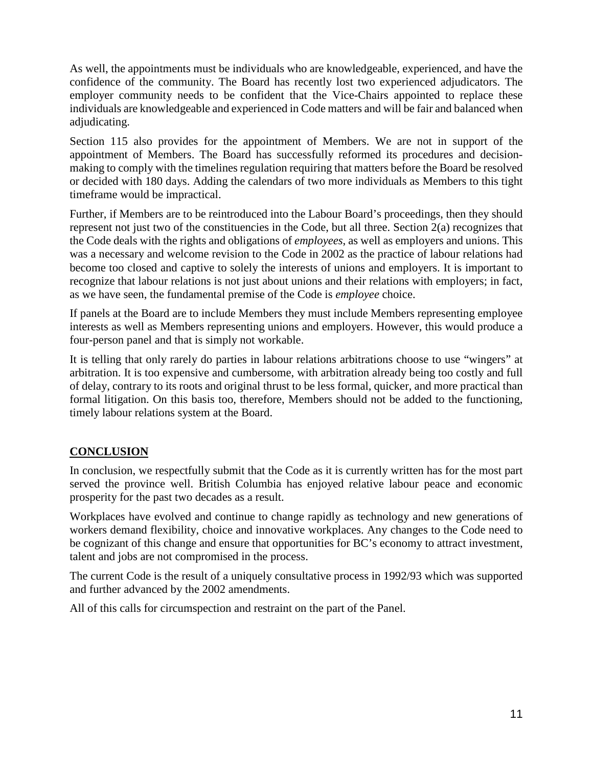As well, the appointments must be individuals who are knowledgeable, experienced, and have the confidence of the community. The Board has recently lost two experienced adjudicators. The employer community needs to be confident that the Vice-Chairs appointed to replace these individuals are knowledgeable and experienced in Code matters and will be fair and balanced when adjudicating.

Section 115 also provides for the appointment of Members. We are not in support of the appointment of Members. The Board has successfully reformed its procedures and decision-making to comply with the timelines regulation requiring that matters before the Board be resolved or decided with 180 days. Adding the calendars of two more individuals as Members to this tight timeframe would be impractical.

Further, if Members are to be reintroduced into the Labour Board's proceedings, then they should represent not just two of the constituencies in the Code, but all three. Section 2(a) recognizes that the Code deals with the rights and obligations of *employees*, as well as employers and unions. This was a necessary and welcome revision to the Code in 2002 as the practice of labour relations had become too closed and captive to solely the interests of unions and employers. It is important to recognize that labour relations is not just about unions and their relations with employers; in fact, as we have seen, the fundamental premise of the Code is *employee* choice.

If panels at the Board are to include Members they must include Members representing employee interests as well as Members representing unions and employers. However, this would produce a four-person panel and that is simply not workable.

It is telling that only rarely do parties in labour relations arbitrations choose to use "wingers" at arbitration. It is too expensive and cumbersome, with arbitration already being too costly and full of delay, contrary to its roots and original thrust to be less formal, quicker, and more practical than formal litigation. On this basis too, therefore, Members should not be added to the functioning, timely labour relations system at the Board.

## **CONCLUSION**

In conclusion, we respectfully submit that the Code as it is currently written has for the most part served the province well. British Columbia has enjoyed relative labour peace and economic prosperity for the past two decades as a result.

Workplaces have evolved and continue to change rapidly as technology and new generations of workers demand flexibility, choice and innovative workplaces. Any changes to the Code need to be cognizant of this change and ensure that opportunities for BC's economy to attract investment, talent and jobs are not compromised in the process.

The current Code is the result of a uniquely consultative process in 1992/93 which was supported and further advanced by the 2002 amendments.

All of this calls for circumspection and restraint on the part of the Panel.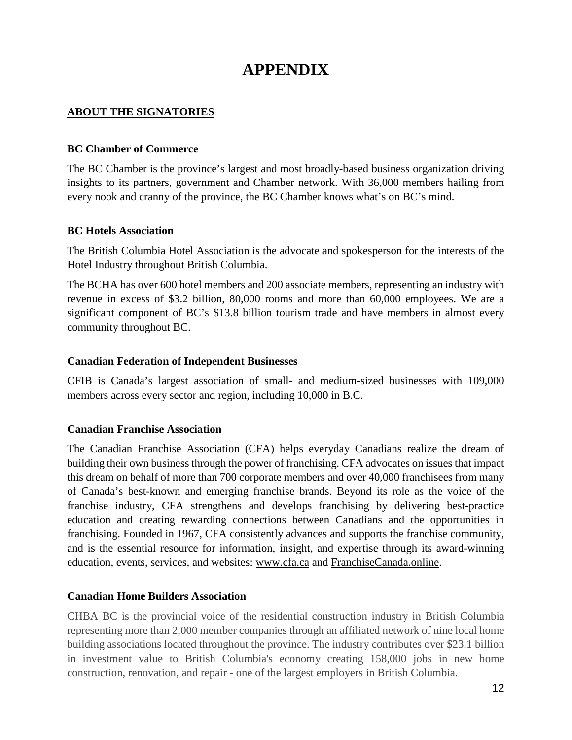# APPENDIX

## ABOUT THE SIGNATORIES

### BC Chamber of Commerce

The BC Chamber is the province's largest and most broadly-based business organization driving insights to its partners, government and Chamber network. With 36,000 members hailing from every nook and cranny of the province, the BC Chamber knows what's on BC's mind.

### BC Hotels Association

The British Columbia Hotel Association is the advocate and spokesperson for the interests of the Hotel Industry throughout British Columbia.

The BCHA has over 600 hotel members and 200 associate members, representing an industry with revenue in excess of $3.2 billion, 80,000 rooms and more than 60,000 employees. We are a significant component of BC's $13.8 billion tourism trade and have members in almost every community throughout BC.

### Canadian Federation of Independent Businesses

CFIB is Canada's largest association of small- and medium-sized businesses with 109,000 members across every sector and region, including 10,000 in B.C.

### Canadian Franchise Association

The Canadian Franchise Association (CFA) helps everyday Canadians realize the dream of building their own business through the power of franchising. CFA advocates on issues that impact this dream on behalf of more than 700 corporate members and over 40,000 franchisees from many of Canada's best-known and emerging franchise brands. Beyond its role as the voice of the franchise industry, CFA strengthens and develops franchising by delivering best-practice education and creating rewarding connections between Canadians and the opportunities in franchising. Founded in 1967, CFA consistently advances and supports the franchise community, and is the essential resource for information, insight, and expertise through its award-winning education, events, services, and websites: www.cfa.ca and FranchiseCanada.online.

### Canadian Home Builders Association

CHBA BC is the provincial voice of the residential construction industry in British Columbia representing more than 2,000 member companies through an affiliated network of nine local home building associations located throughout the province. The industry contributes over $23.1 billion in investment value to British Columbia's economy creating 158,000 jobs in new home construction, renovation, and repair - one of the largest employers in British Columbia.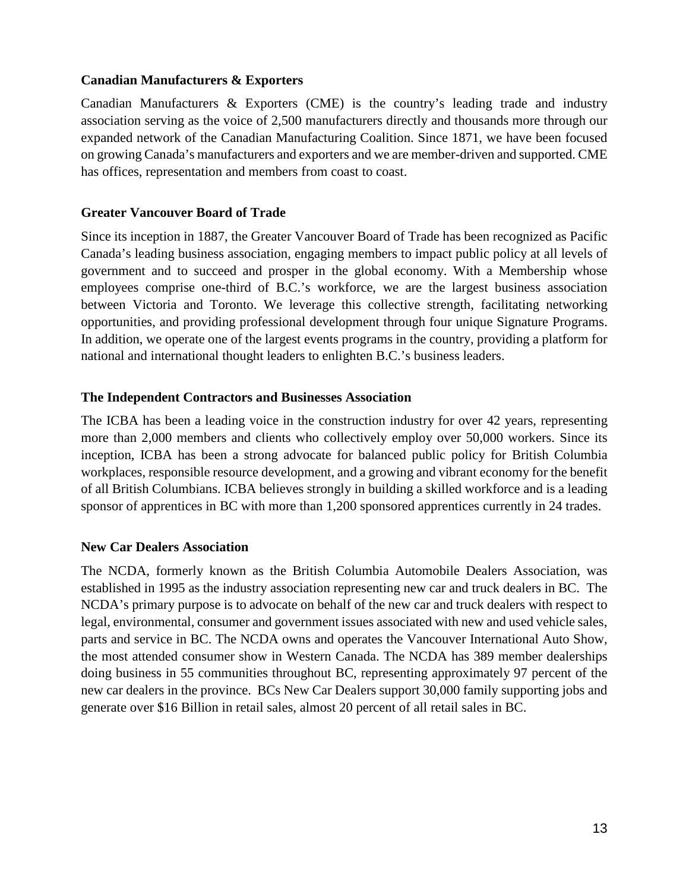**Canadian Manufacturers & Exporters**

Canadian Manufacturers & Exporters (CME) is the country's leading trade and industry association serving as the voice of 2,500 manufacturers directly and thousands more through our expanded network of the Canadian Manufacturing Coalition. Since 1871, we have been focused on growing Canada's manufacturers and exporters and we are member-driven and supported. CME has offices, representation and members from coast to coast.

**Greater Vancouver Board of Trade**

Since its inception in 1887, the Greater Vancouver Board of Trade has been recognized as Pacific Canada's leading business association, engaging members to impact public policy at all levels of government and to succeed and prosper in the global economy. With a Membership whose employees comprise one-third of B.C.'s workforce, we are the largest business association between Victoria and Toronto. We leverage this collective strength, facilitating networking opportunities, and providing professional development through four unique Signature Programs. In addition, we operate one of the largest events programs in the country, providing a platform for national and international thought leaders to enlighten B.C.'s business leaders.

**The Independent Contractors and Businesses Association**

The ICBA has been a leading voice in the construction industry for over 42 years, representing more than 2,000 members and clients who collectively employ over 50,000 workers. Since its inception, ICBA has been a strong advocate for balanced public policy for British Columbia workplaces, responsible resource development, and a growing and vibrant economy for the benefit of all British Columbians. ICBA believes strongly in building a skilled workforce and is a leading sponsor of apprentices in BC with more than 1,200 sponsored apprentices currently in 24 trades.

**New Car Dealers Association**

The NCDA, formerly known as the British Columbia Automobile Dealers Association, was established in 1995 as the industry association representing new car and truck dealers in BC. The NCDA's primary purpose is to advocate on behalf of the new car and truck dealers with respect to legal, environmental, consumer and government issues associated with new and used vehicle sales, parts and service in BC. The NCDA owns and operates the Vancouver International Auto Show, the most attended consumer show in Western Canada. The NCDA has 389 member dealerships doing business in 55 communities throughout BC, representing approximately 97 percent of the new car dealers in the province. BCs New Car Dealers support 30,000 family supporting jobs and generate over $16 Billion in retail sales, almost 20 percent of all retail sales in BC.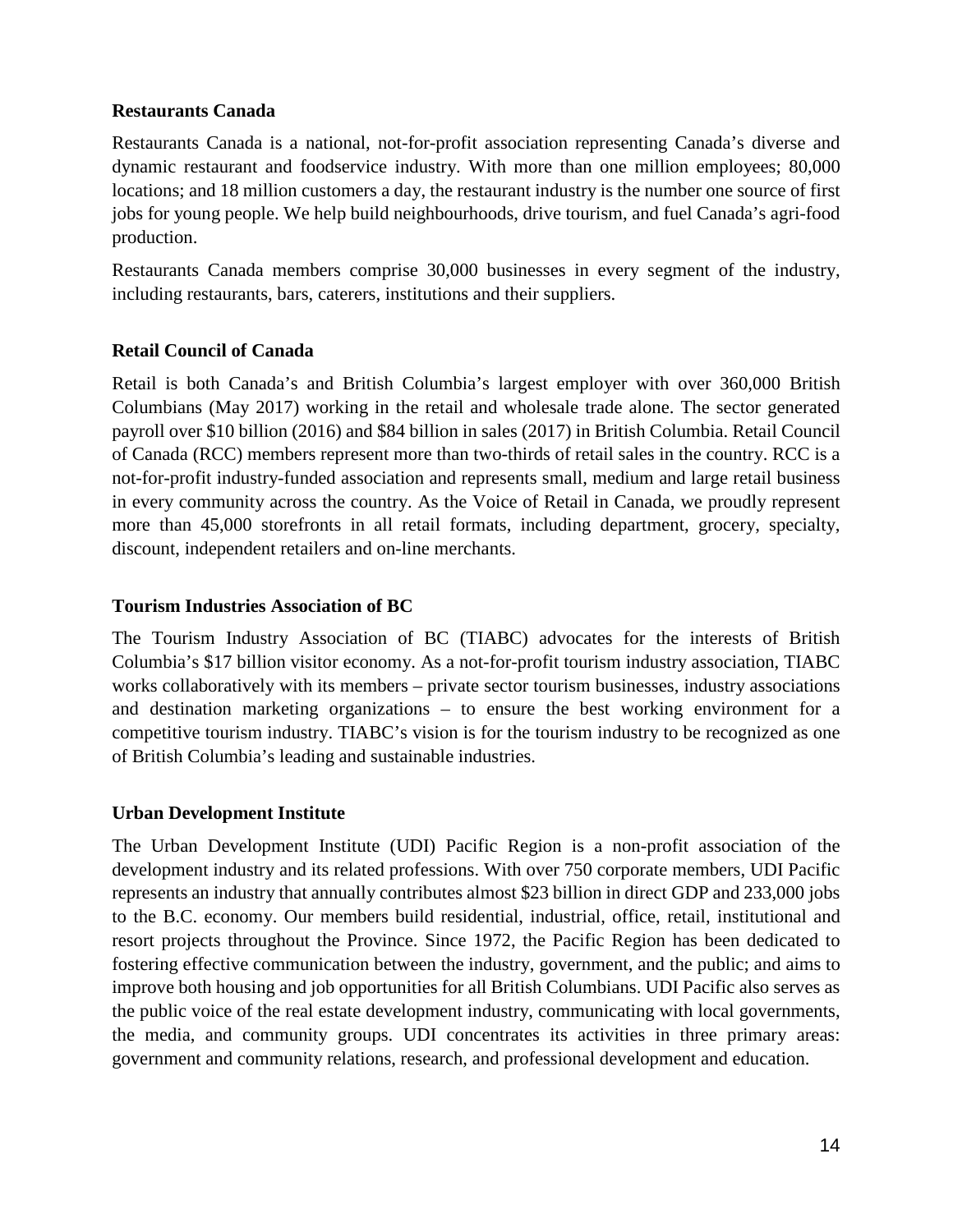**Restaurants Canada**

Restaurants Canada is a national, not-for-profit association representing Canada's diverse and dynamic restaurant and foodservice industry. With more than one million employees; 80,000 locations; and 18 million customers a day, the restaurant industry is the number one source of first jobs for young people. We help build neighbourhoods, drive tourism, and fuel Canada's agri-food production.

Restaurants Canada members comprise 30,000 businesses in every segment of the industry, including restaurants, bars, caterers, institutions and their suppliers.

**Retail Council of Canada**

Retail is both Canada's and British Columbia's largest employer with over 360,000 British Columbians (May 2017) working in the retail and wholesale trade alone. The sector generated payroll over $10 billion (2016) and $84 billion in sales (2017) in British Columbia. Retail Council of Canada (RCC) members represent more than two-thirds of retail sales in the country. RCC is a not-for-profit industry-funded association and represents small, medium and large retail business in every community across the country. As the Voice of Retail in Canada, we proudly represent more than 45,000 storefronts in all retail formats, including department, grocery, specialty, discount, independent retailers and on-line merchants.

**Tourism Industries Association of BC**

The Tourism Industry Association of BC (TIABC) advocates for the interests of British Columbia's $17 billion visitor economy. As a not-for-profit tourism industry association, TIABC works collaboratively with its members – private sector tourism businesses, industry associations and destination marketing organizations – to ensure the best working environment for a competitive tourism industry. TIABC's vision is for the tourism industry to be recognized as one of British Columbia's leading and sustainable industries.

**Urban Development Institute**

The Urban Development Institute (UDI) Pacific Region is a non-profit association of the development industry and its related professions. With over 750 corporate members, UDI Pacific represents an industry that annually contributes almost $23 billion in direct GDP and 233,000 jobs to the B.C. economy. Our members build residential, industrial, office, retail, institutional and resort projects throughout the Province. Since 1972, the Pacific Region has been dedicated to fostering effective communication between the industry, government, and the public; and aims to improve both housing and job opportunities for all British Columbians. UDI Pacific also serves as the public voice of the real estate development industry, communicating with local governments, the media, and community groups. UDI concentrates its activities in three primary areas: government and community relations, research, and professional development and education.